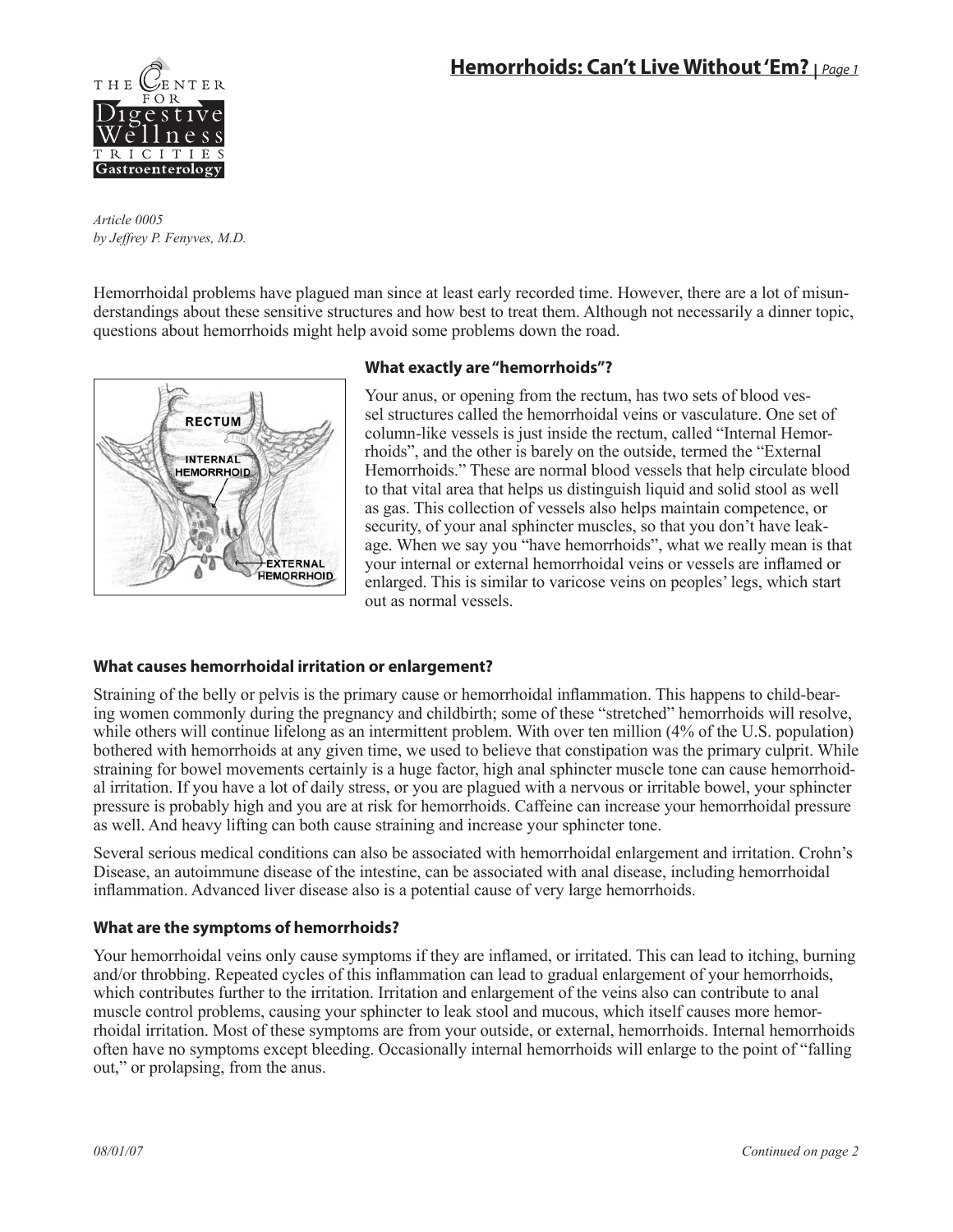# Hemorrhoids: Can't Live Without 'Em?

*Article 0005*
*by Jeffrey P. Fenyves, M.D.*

Hemorrhoidal problems have plagued man since at least early recorded time. However, there are a lot of misunderstandings about these sensitive structures and how best to treat them. Although not necessarily a dinner topic, questions about hemorrhoids might help avoid some problems down the road.

### What exactly are "hemorrhoids"?

Your anus, or opening from the rectum, has two sets of blood vessel structures called the hemorrhoidal veins or vasculature. One set of column-like vessels is just inside the rectum, called "Internal Hemorrhoids", and the other is barely on the outside, termed the "External Hemorrhoids." These are normal blood vessels that help circulate blood to that vital area that helps us distinguish liquid and solid stool as well as gas. This collection of vessels also helps maintain competence, or security, of your anal sphincter muscles, so that you don't have leakage. When we say you "have hemorrhoids", what we really mean is that your internal or external hemorrhoidal veins or vessels are inflamed or enlarged. This is similar to varicose veins on peoples' legs, which start out as normal vessels.

### What causes hemorrhoidal irritation or enlargement?

Straining of the belly or pelvis is the primary cause or hemorrhoidal inflammation. This happens to child-bearing women commonly during the pregnancy and childbirth; some of these "stretched" hemorrhoids will resolve, while others will continue lifelong as an intermittent problem. With over ten million (4% of the U.S. population) bothered with hemorrhoids at any given time, we used to believe that constipation was the primary culprit. While straining for bowel movements certainly is a huge factor, high anal sphincter muscle tone can cause hemorrhoidal irritation. If you have a lot of daily stress, or you are plagued with a nervous or irritable bowel, your sphincter pressure is probably high and you are at risk for hemorrhoids. Caffeine can increase your hemorrhoidal pressure as well. And heavy lifting can both cause straining and increase your sphincter tone.

Several serious medical conditions can also be associated with hemorrhoidal enlargement and irritation. Crohn's Disease, an autoimmune disease of the intestine, can be associated with anal disease, including hemorrhoidal inflammation. Advanced liver disease also is a potential cause of very large hemorrhoids.

### What are the symptoms of hemorrhoids?

Your hemorrhoidal veins only cause symptoms if they are inflamed, or irritated. This can lead to itching, burning and/or throbbing. Repeated cycles of this inflammation can lead to gradual enlargement of your hemorrhoids, which contributes further to the irritation. Irritation and enlargement of the veins also can contribute to anal muscle control problems, causing your sphincter to leak stool and mucous, which itself causes more hemorrhoidal irritation. Most of these symptoms are from your outside, or external, hemorrhoids. Internal hemorrhoids often have no symptoms except bleeding. Occasionally internal hemorrhoids will enlarge to the point of "falling out," or prolapsing, from the anus.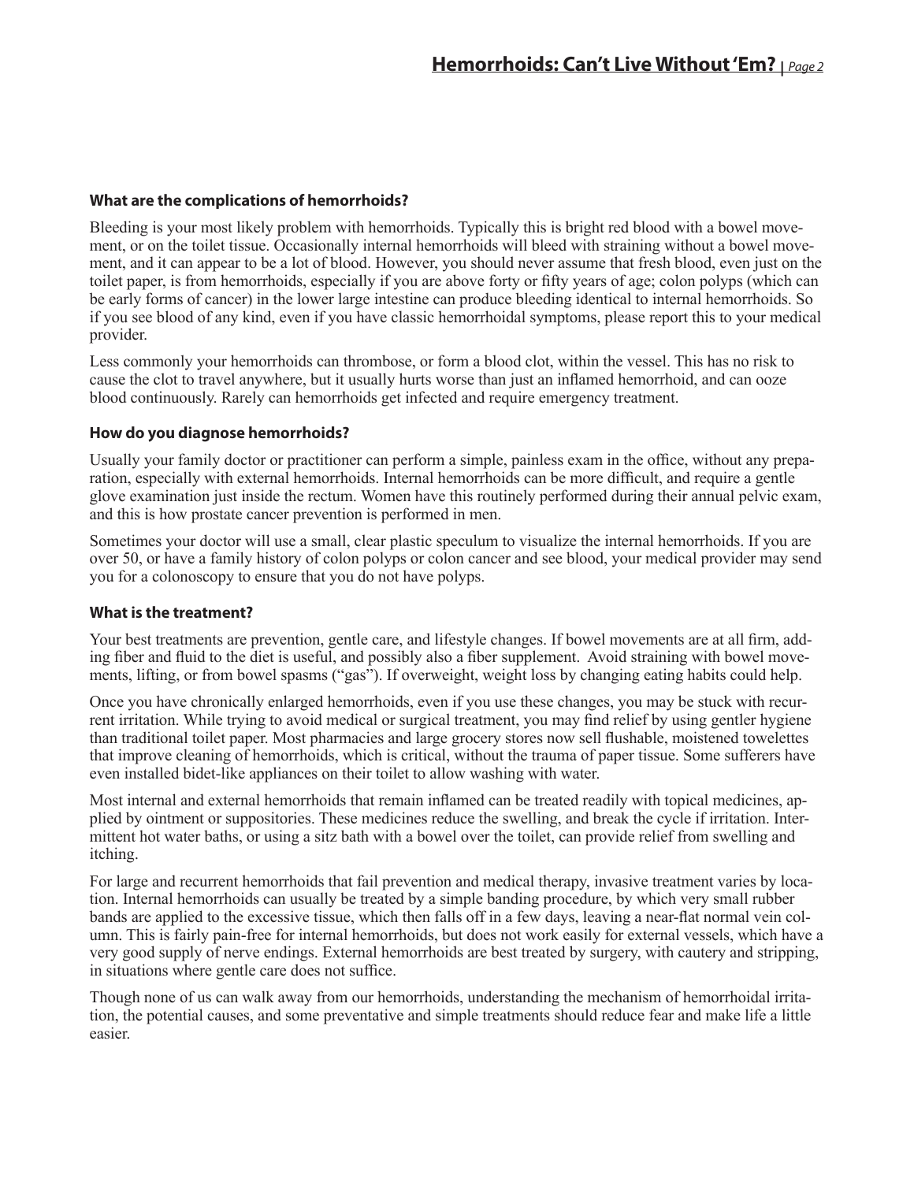### What are the complications of hemorrhoids?

Bleeding is your most likely problem with hemorrhoids. Typically this is bright red blood with a bowel movement, or on the toilet tissue. Occasionally internal hemorrhoids will bleed with straining without a bowel movement, and it can appear to be a lot of blood. However, you should never assume that fresh blood, even just on the toilet paper, is from hemorrhoids, especially if you are above forty or fifty years of age; colon polyps (which can be early forms of cancer) in the lower large intestine can produce bleeding identical to internal hemorrhoids. So if you see blood of any kind, even if you have classic hemorrhoidal symptoms, please report this to your medical provider.

Less commonly your hemorrhoids can thrombose, or form a blood clot, within the vessel. This has no risk to cause the clot to travel anywhere, but it usually hurts worse than just an inflamed hemorrhoid, and can ooze blood continuously. Rarely can hemorrhoids get infected and require emergency treatment.

### How do you diagnose hemorrhoids?

Usually your family doctor or practitioner can perform a simple, painless exam in the office, without any preparation, especially with external hemorrhoids. Internal hemorrhoids can be more difficult, and require a gentle glove examination just inside the rectum. Women have this routinely performed during their annual pelvic exam, and this is how prostate cancer prevention is performed in men.

Sometimes your doctor will use a small, clear plastic speculum to visualize the internal hemorrhoids. If you are over 50, or have a family history of colon polyps or colon cancer and see blood, your medical provider may send you for a colonoscopy to ensure that you do not have polyps.

### What is the treatment?

Your best treatments are prevention, gentle care, and lifestyle changes. If bowel movements are at all firm, adding fiber and fluid to the diet is useful, and possibly also a fiber supplement. Avoid straining with bowel movements, lifting, or from bowel spasms ("gas"). If overweight, weight loss by changing eating habits could help.

Once you have chronically enlarged hemorrhoids, even if you use these changes, you may be stuck with recurrent irritation. While trying to avoid medical or surgical treatment, you may find relief by using gentler hygiene than traditional toilet paper. Most pharmacies and large grocery stores now sell flushable, moistened towelettes that improve cleaning of hemorrhoids, which is critical, without the trauma of paper tissue. Some sufferers have even installed bidet-like appliances on their toilet to allow washing with water.

Most internal and external hemorrhoids that remain inflamed can be treated readily with topical medicines, applied by ointment or suppositories. These medicines reduce the swelling, and break the cycle if irritation. Intermittent hot water baths, or using a sitz bath with a bowel over the toilet, can provide relief from swelling and itching.

For large and recurrent hemorrhoids that fail prevention and medical therapy, invasive treatment varies by location. Internal hemorrhoids can usually be treated by a simple banding procedure, by which very small rubber bands are applied to the excessive tissue, which then falls off in a few days, leaving a near-flat normal vein column. This is fairly pain-free for internal hemorrhoids, but does not work easily for external vessels, which have a very good supply of nerve endings. External hemorrhoids are best treated by surgery, with cautery and stripping, in situations where gentle care does not suffice.

Though none of us can walk away from our hemorrhoids, understanding the mechanism of hemorrhoidal irritation, the potential causes, and some preventative and simple treatments should reduce fear and make life a little easier.